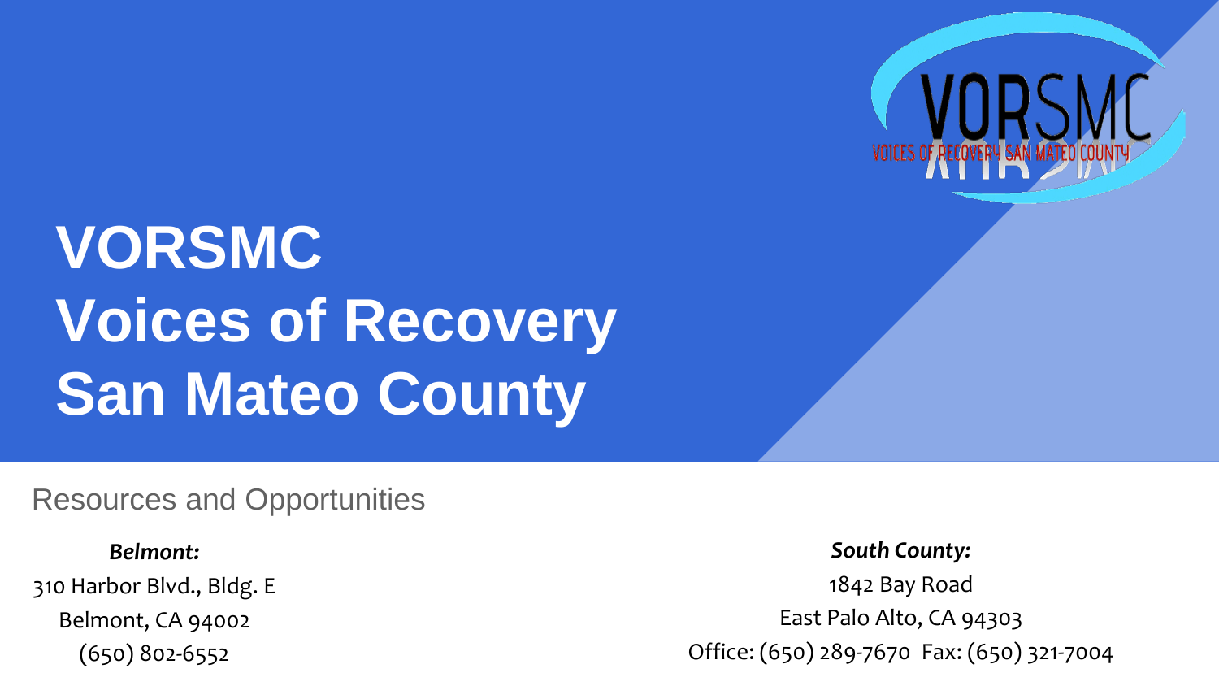# VORSMC Voices of Recovery San Mateo County

Resources and Opportunities

***Belmont:***

310 Harbor Blvd., Bldg. E

Belmont, CA 94002

(650) 802-6552

***South County:***

1842 Bay Road

East Palo Alto, CA 94303

Office: (650) 289-7670 Fax: (650) 321-7004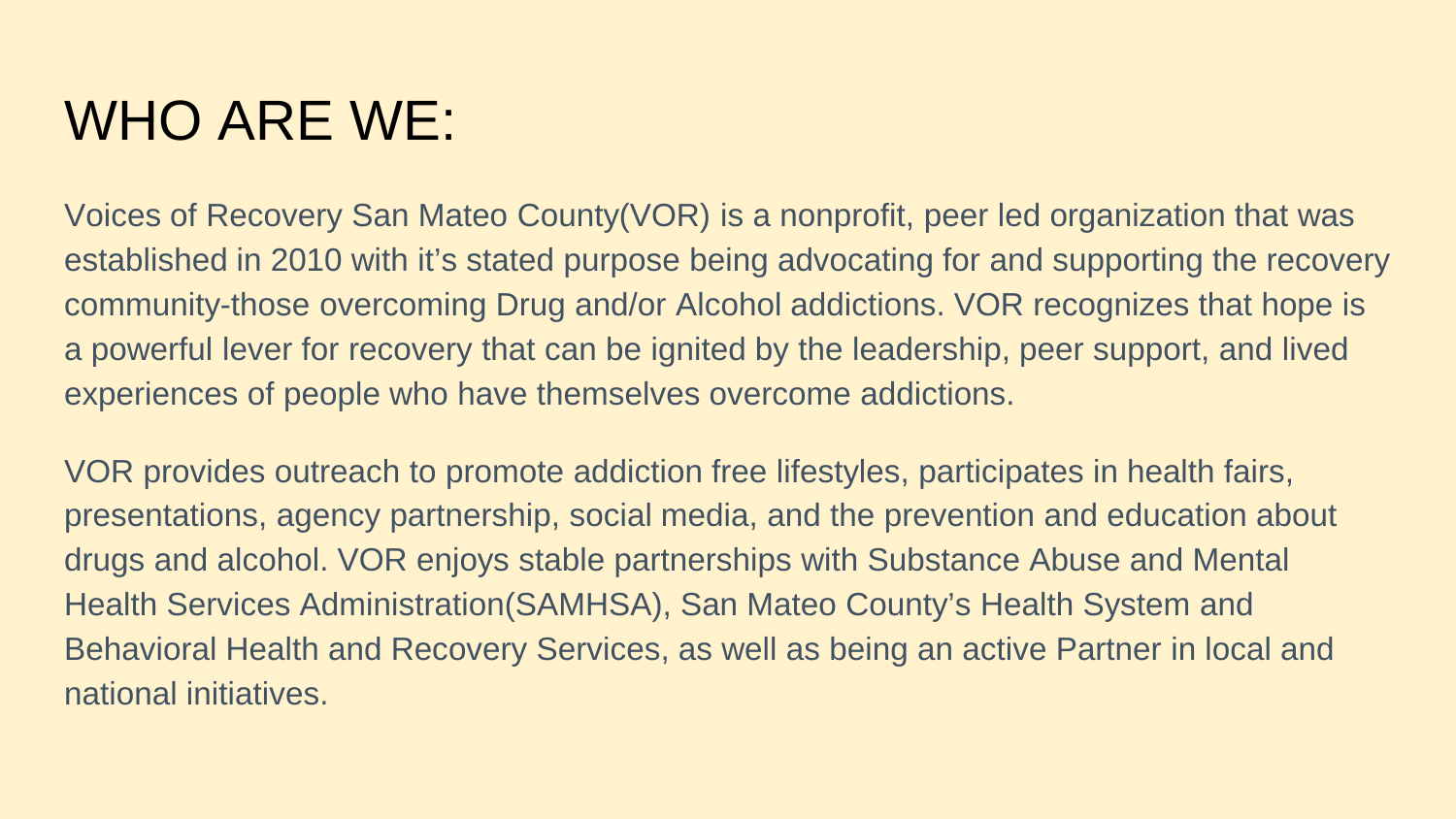# WHO ARE WE:

Voices of Recovery San Mateo County(VOR) is a nonprofit, peer led organization that was established in 2010 with it's stated purpose being advocating for and supporting the recovery community-those overcoming Drug and/or Alcohol addictions. VOR recognizes that hope is a powerful lever for recovery that can be ignited by the leadership, peer support, and lived experiences of people who have themselves overcome addictions.

VOR provides outreach to promote addiction free lifestyles, participates in health fairs, presentations, agency partnership, social media, and the prevention and education about drugs and alcohol. VOR enjoys stable partnerships with Substance Abuse and Mental Health Services Administration(SAMHSA), San Mateo County's Health System and Behavioral Health and Recovery Services, as well as being an active Partner in local and national initiatives.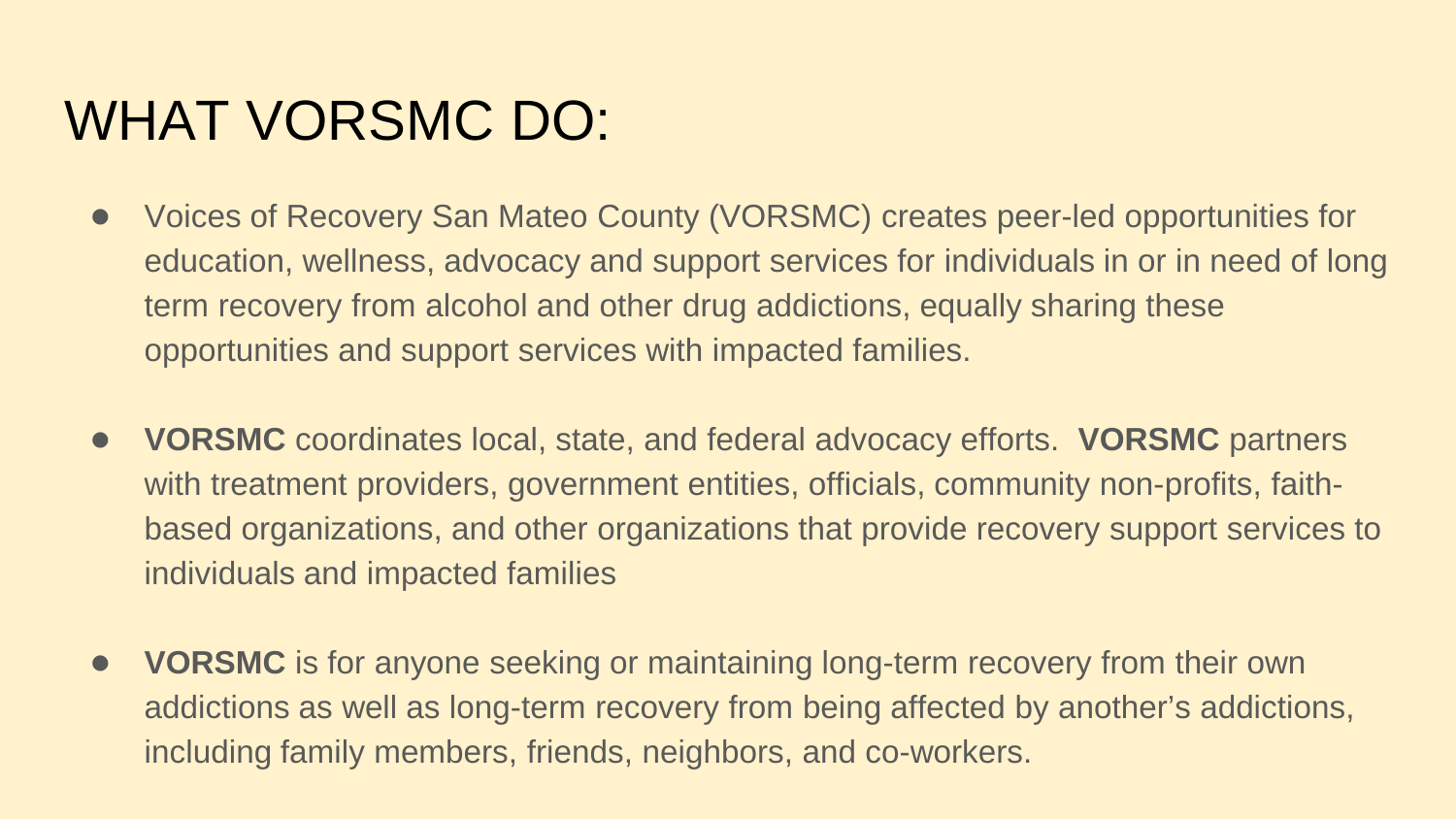# WHAT VORSMC DO:

- Voices of Recovery San Mateo County (VORSMC) creates peer-led opportunities for education, wellness, advocacy and support services for individuals in or in need of long term recovery from alcohol and other drug addictions, equally sharing these opportunities and support services with impacted families.

- **VORSMC** coordinates local, state, and federal advocacy efforts. **VORSMC** partners with treatment providers, government entities, officials, community non-profits, faith-based organizations, and other organizations that provide recovery support services to individuals and impacted families

- **VORSMC** is for anyone seeking or maintaining long-term recovery from their own addictions as well as long-term recovery from being affected by another's addictions, including family members, friends, neighbors, and co-workers.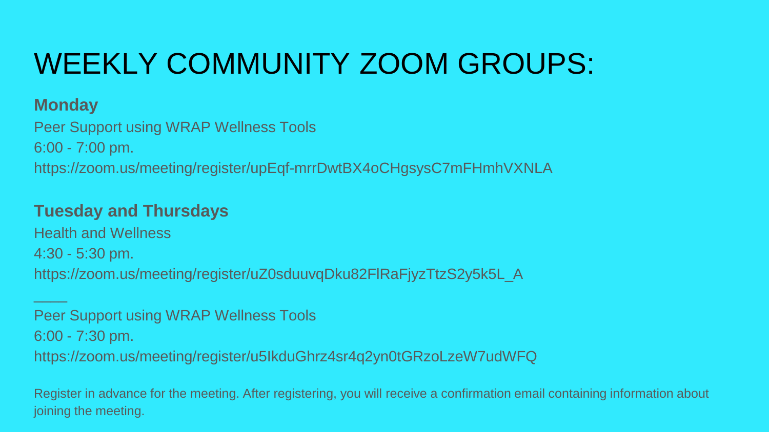# WEEKLY COMMUNITY ZOOM GROUPS:

**Monday**

Peer Support using WRAP Wellness Tools

6:00 - 7:00 pm.

https://zoom.us/meeting/register/upEqf-mrrDwtBX4oCHgsysC7mFHmhVXNLA

**Tuesday and Thursdays**

Health and Wellness

4:30 - 5:30 pm.

https://zoom.us/meeting/register/uZ0sduuvqDku82FlRaFjyzTtzS2y5k5L_A

____

Peer Support using WRAP Wellness Tools

6:00 - 7:30 pm.

https://zoom.us/meeting/register/u5IkduGhrz4sr4q2yn0tGRzoLzeW7udWFQ

Register in advance for the meeting. After registering, you will receive a confirmation email containing information about joining the meeting.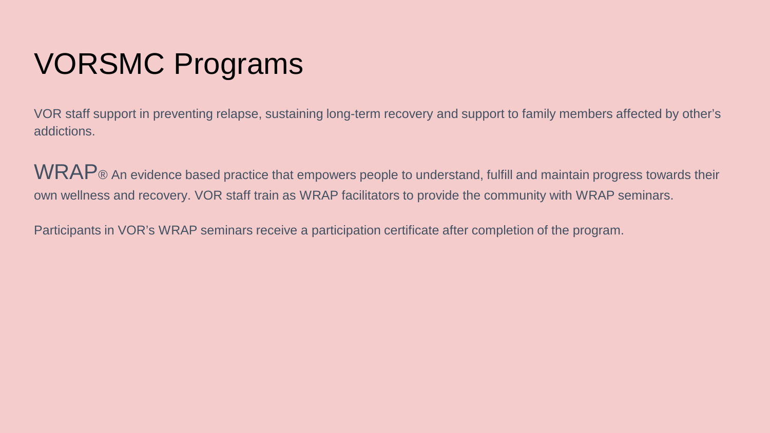# VORSMC Programs

VOR staff support in preventing relapse, sustaining long-term recovery and support to family members affected by other's addictions.

WRAP® An evidence based practice that empowers people to understand, fulfill and maintain progress towards their own wellness and recovery. VOR staff train as WRAP facilitators to provide the community with WRAP seminars.

Participants in VOR's WRAP seminars receive a participation certificate after completion of the program.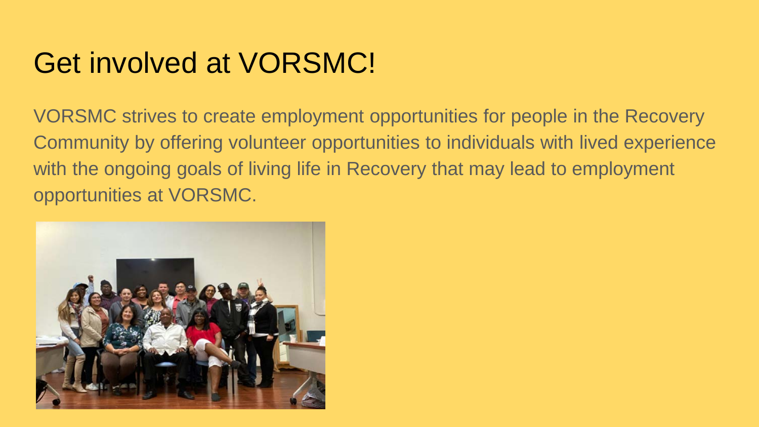# Get involved at VORSMC!

VORSMC strives to create employment opportunities for people in the Recovery Community by offering volunteer opportunities to individuals with lived experience with the ongoing goals of living life in Recovery that may lead to employment opportunities at VORSMC.